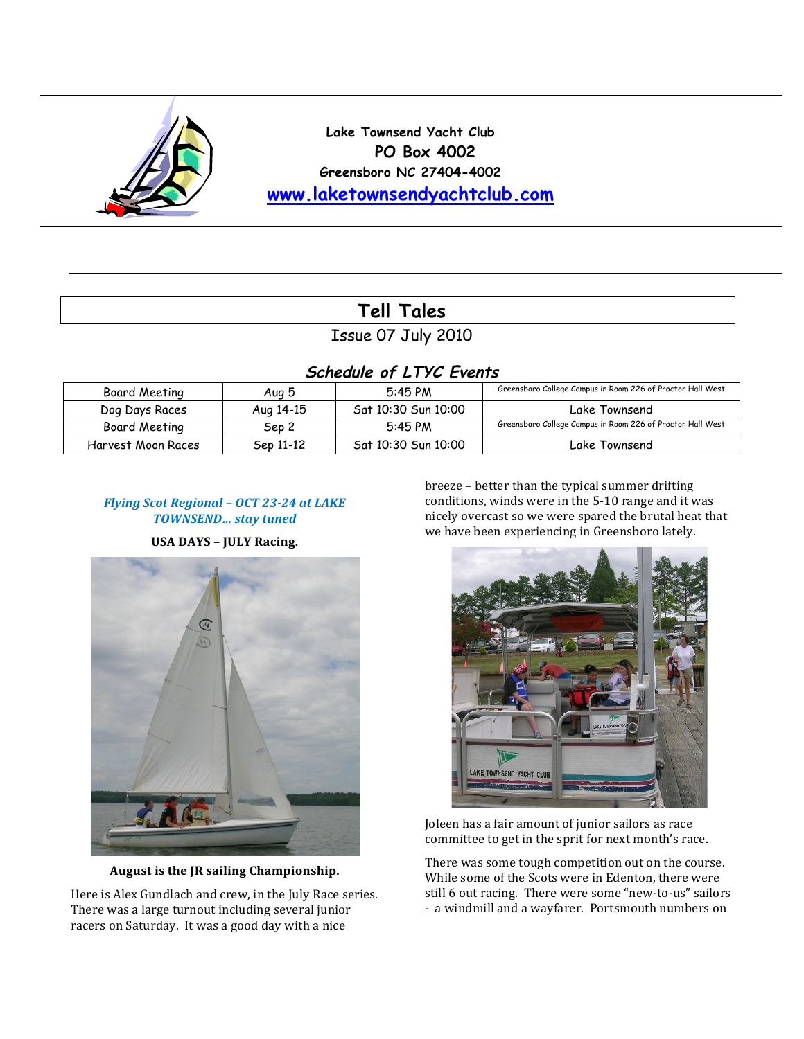Lake Townsend Yacht Club
PO Box 4002
Greensboro NC 27404-4002
[www.laketownsendyachtclub.com](http://www.laketownsendyachtclub.com)

# Tell Tales

Issue 07 July 2010

## *Schedule of LTYC Events*

| | | | |
|---|---|---|---|
| Board Meeting | Aug 5 | 5:45 PM | Greensboro College Campus in Room 226 of Proctor Hall West |
| Dog Days Races | Aug 14-15 | Sat 10:30 Sun 10:00 | Lake Townsend |
| Board Meeting | Sep 2 | 5:45 PM | Greensboro College Campus in Room 226 of Proctor Hall West |
| Harvest Moon Races | Sep 11-12 | Sat 10:30 Sun 10:00 | Lake Townsend |

***Flying Scot Regional – OCT 23-24 at LAKE TOWNSEND… stay tuned***

**USA DAYS – JULY Racing.**

**August is the JR sailing Championship.**

Here is Alex Gundlach and crew, in the July Race series. There was a large turnout including several junior racers on Saturday. It was a good day with a nice breeze – better than the typical summer drifting conditions, winds were in the 5-10 range and it was nicely overcast so we were spared the brutal heat that we have been experiencing in Greensboro lately.

Joleen has a fair amount of junior sailors as race committee to get in the sprit for next month's race.

There was some tough competition out on the course. While some of the Scots were in Edenton, there were still 6 out racing. There were some "new-to-us" sailors - a windmill and a wayfarer. Portsmouth numbers on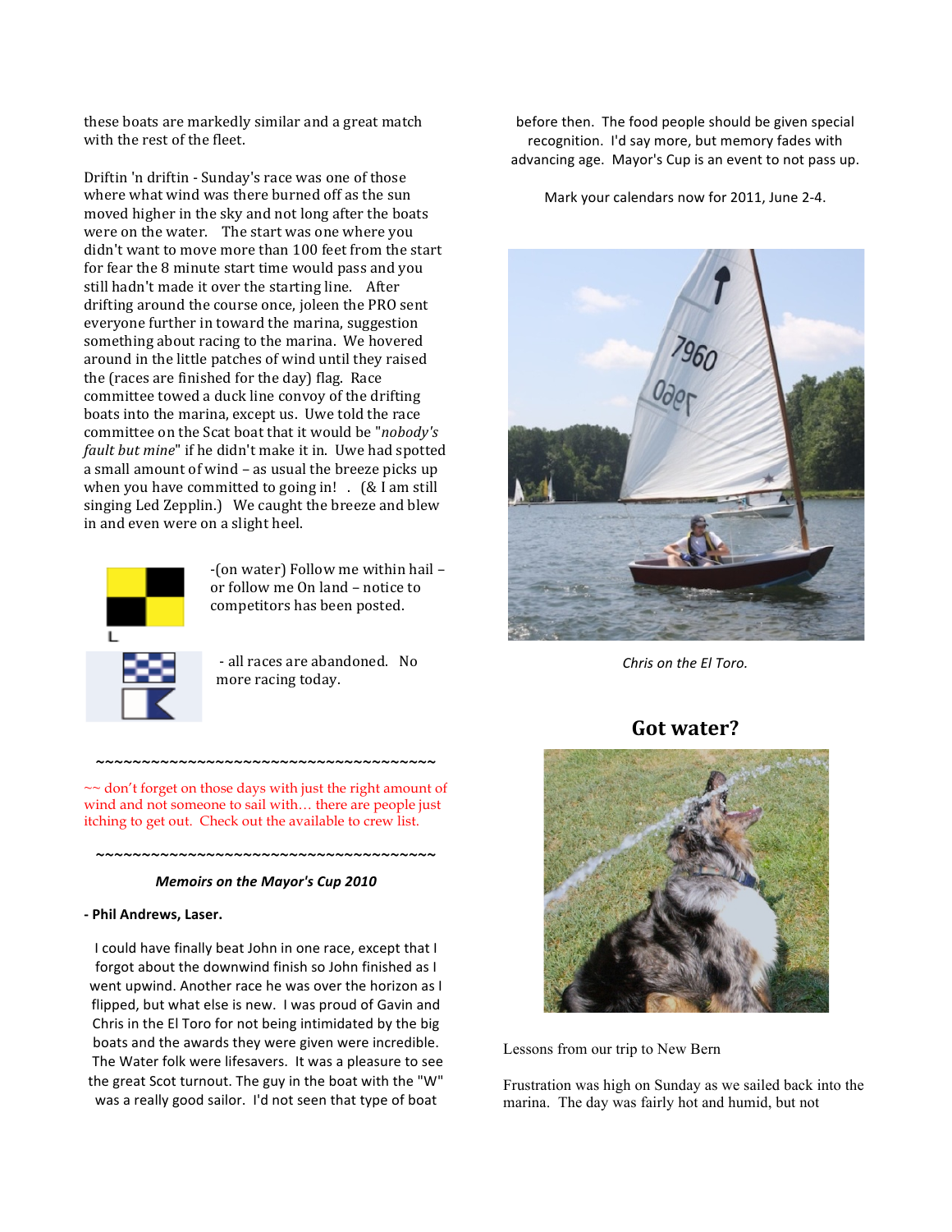these boats are markedly similar and a great match with the rest of the fleet.

Driftin 'n driftin - Sunday's race was one of those where what wind was there burned off as the sun moved higher in the sky and not long after the boats were on the water. The start was one where you didn't want to move more than 100 feet from the start for fear the 8 minute start time would pass and you still hadn't made it over the starting line. After drifting around the course once, joleen the PRO sent everyone further in toward the marina, suggestion something about racing to the marina. We hovered around in the little patches of wind until they raised the (races are finished for the day) flag. Race committee towed a duck line convoy of the drifting boats into the marina, except us. Uwe told the race committee on the Scat boat that it would be "*nobody's fault but mine*" if he didn't make it in. Uwe had spotted a small amount of wind – as usual the breeze picks up when you have committed to going in! . (& I am still singing Led Zepplin.) We caught the breeze and blew in and even were on a slight heel.

L -(on water) Follow me within hail – or follow me On land – notice to competitors has been posted.

- all races are abandoned. No more racing today.

~~~~~~~~~~~~~~~~~~~~~~~~~~~~~~~~~~~~~~~~

~~ don't forget on those days with just the right amount of wind and not someone to sail with… there are people just itching to get out. Check out the available to crew list.

~~~~~~~~~~~~~~~~~~~~~~~~~~~~~~~~~~~~~~~~

***Memoirs on the Mayor's Cup 2010***

**- Phil Andrews, Laser.**

I could have finally beat John in one race, except that I forgot about the downwind finish so John finished as I went upwind. Another race he was over the horizon as I flipped, but what else is new. I was proud of Gavin and Chris in the El Toro for not being intimidated by the big boats and the awards they were given were incredible. The Water folk were lifesavers. It was a pleasure to see the great Scot turnout. The guy in the boat with the "W" was a really good sailor. I'd not seen that type of boat before then. The food people should be given special recognition. I'd say more, but memory fades with advancing age. Mayor's Cup is an event to not pass up.

Mark your calendars now for 2011, June 2-4.

*Chris on the El Toro.*

## Got water?

Lessons from our trip to New Bern

Frustration was high on Sunday as we sailed back into the marina. The day was fairly hot and humid, but not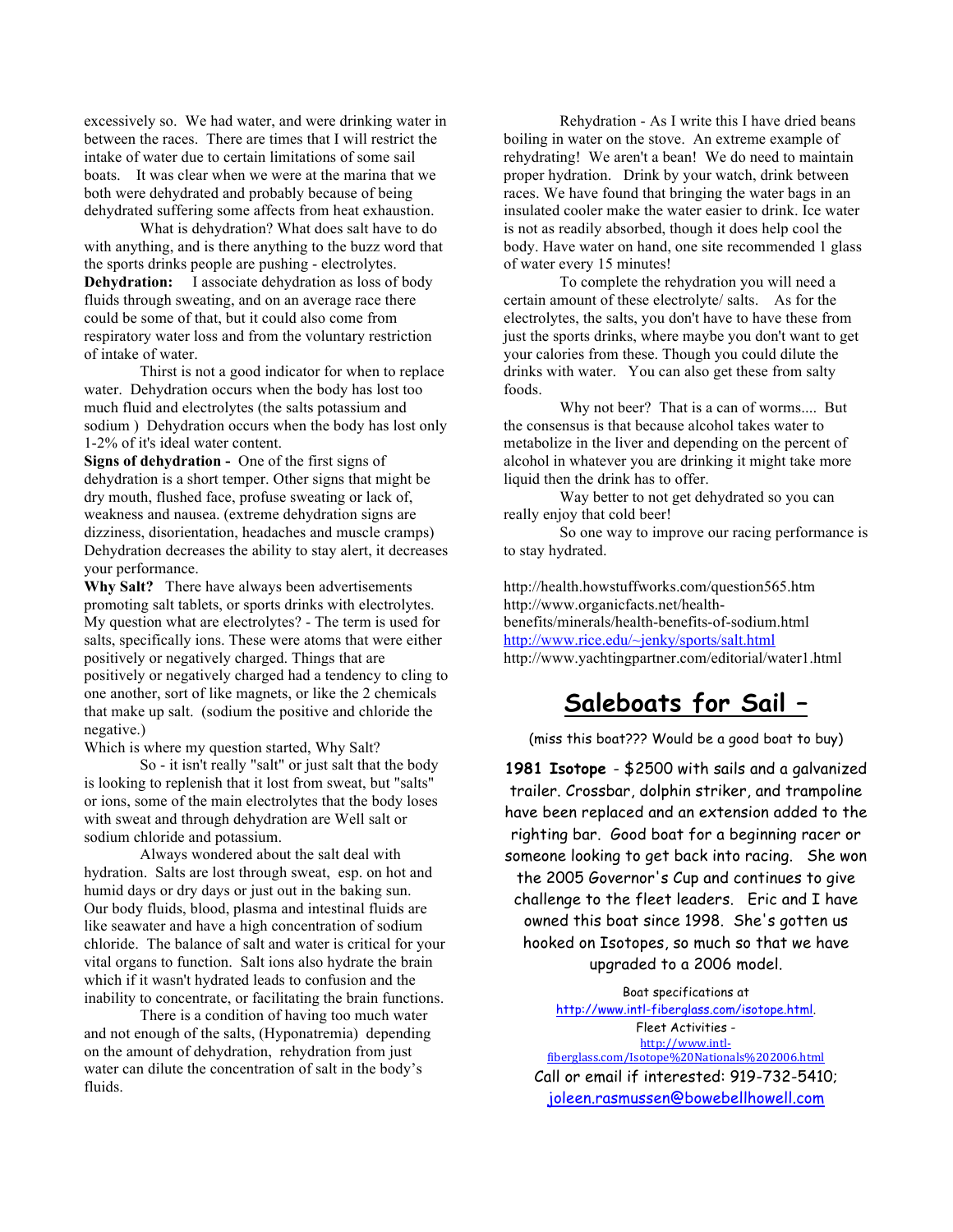excessively so. We had water, and were drinking water in between the races. There are times that I will restrict the intake of water due to certain limitations of some sail boats. It was clear when we were at the marina that we both were dehydrated and probably because of being dehydrated suffering some affects from heat exhaustion.

What is dehydration? What does salt have to do with anything, and is there anything to the buzz word that the sports drinks people are pushing - electrolytes.

**Dehydration:** I associate dehydration as loss of body fluids through sweating, and on an average race there could be some of that, but it could also come from respiratory water loss and from the voluntary restriction of intake of water.

Thirst is not a good indicator for when to replace water. Dehydration occurs when the body has lost too much fluid and electrolytes (the salts potassium and sodium ) Dehydration occurs when the body has lost only 1-2% of it's ideal water content.

**Signs of dehydration -** One of the first signs of dehydration is a short temper. Other signs that might be dry mouth, flushed face, profuse sweating or lack of, weakness and nausea. (extreme dehydration signs are dizziness, disorientation, headaches and muscle cramps) Dehydration decreases the ability to stay alert, it decreases your performance.

**Why Salt?** There have always been advertisements promoting salt tablets, or sports drinks with electrolytes. My question what are electrolytes? - The term is used for salts, specifically ions. These were atoms that were either positively or negatively charged. Things that are positively or negatively charged had a tendency to cling to one another, sort of like magnets, or like the 2 chemicals that make up salt. (sodium the positive and chloride the negative.)

Which is where my question started, Why Salt?

So - it isn't really "salt" or just salt that the body is looking to replenish that it lost from sweat, but "salts" or ions, some of the main electrolytes that the body loses with sweat and through dehydration are Well salt or sodium chloride and potassium.

Always wondered about the salt deal with hydration. Salts are lost through sweat, esp. on hot and humid days or dry days or just out in the baking sun. Our body fluids, blood, plasma and intestinal fluids are like seawater and have a high concentration of sodium chloride. The balance of salt and water is critical for your vital organs to function. Salt ions also hydrate the brain which if it wasn't hydrated leads to confusion and the inability to concentrate, or facilitating the brain functions.

There is a condition of having too much water and not enough of the salts, (Hyponatremia) depending on the amount of dehydration, rehydration from just water can dilute the concentration of salt in the body's fluids.

Rehydration - As I write this I have dried beans boiling in water on the stove. An extreme example of rehydrating! We aren't a bean! We do need to maintain proper hydration. Drink by your watch, drink between races. We have found that bringing the water bags in an insulated cooler make the water easier to drink. Ice water is not as readily absorbed, though it does help cool the body. Have water on hand, one site recommended 1 glass of water every 15 minutes!

To complete the rehydration you will need a certain amount of these electrolyte/ salts. As for the electrolytes, the salts, you don't have to have these from just the sports drinks, where maybe you don't want to get your calories from these. Though you could dilute the drinks with water. You can also get these from salty foods.

Why not beer? That is a can of worms.... But the consensus is that because alcohol takes water to metabolize in the liver and depending on the percent of alcohol in whatever you are drinking it might take more liquid then the drink has to offer.

Way better to not get dehydrated so you can really enjoy that cold beer!

So one way to improve our racing performance is to stay hydrated.

http://health.howstuffworks.com/question565.htm
http://www.organicfacts.net/health-benefits/minerals/health-benefits-of-sodium.html
http://www.rice.edu/~jenky/sports/salt.html
http://www.yachtingpartner.com/editorial/water1.html

## Saleboats for Sail –

(miss this boat??? Would be a good boat to buy)

**1981 Isotope** - $2500 with sails and a galvanized trailer. Crossbar, dolphin striker, and trampoline have been replaced and an extension added to the righting bar. Good boat for a beginning racer or someone looking to get back into racing. She won the 2005 Governor's Cup and continues to give challenge to the fleet leaders. Eric and I have owned this boat since 1998. She's gotten us hooked on Isotopes, so much so that we have upgraded to a 2006 model.

Boat specifications at
http://www.intl-fiberglass.com/isotope.html.
Fleet Activities -
http://www.intl-fiberglass.com/Isotope%20Nationals%202006.html
Call or email if interested: 919-732-5410;
joleen.rasmussen@bowebellhowell.com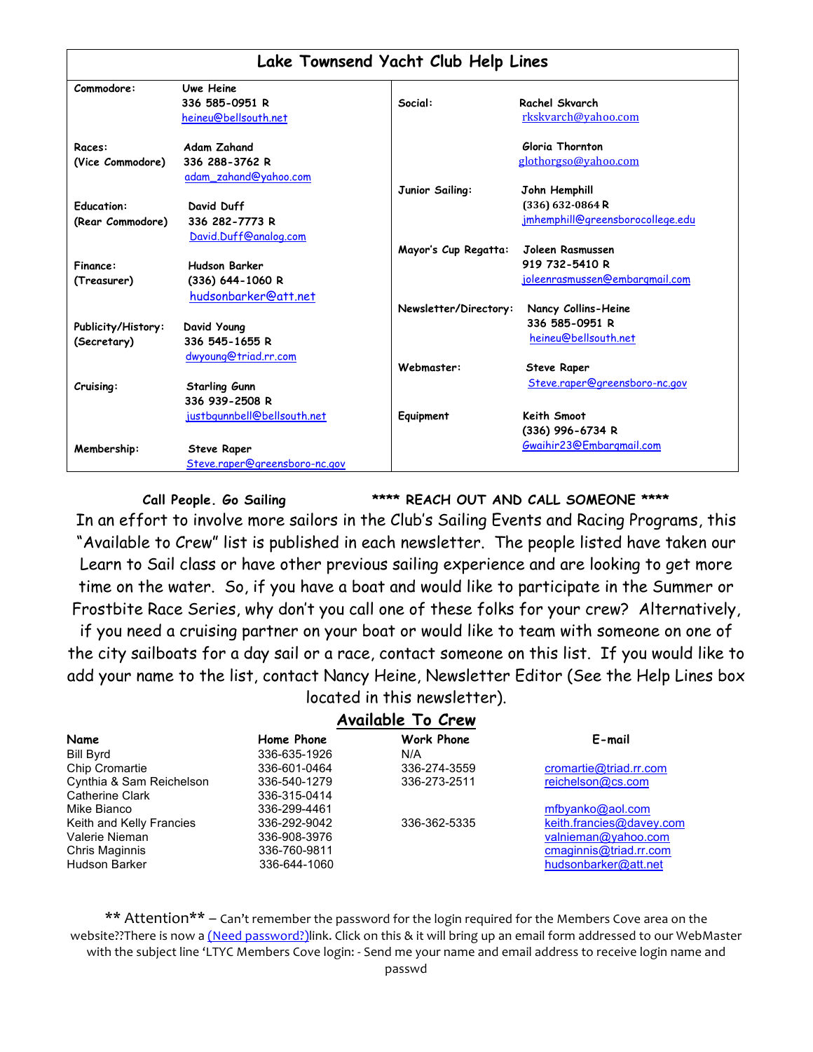## Lake Townsend Yacht Club Help Lines

| | | | |
|---|---|---|---|
| **Commodore:** | Uwe Heine<br>336 585-0951 R<br>heineu@bellsouth.net | **Social:** | Rachel Skvarch<br>rkskvarch@yahoo.com |
| **Races:**<br>**(Vice Commodore)** | Adam Zahand<br>336 288-3762 R<br>adam_zahand@yahoo.com | | Gloria Thornton<br>glothorgso@yahoo.com |
| **Education:**<br>**(Rear Commodore)** | David Duff<br>336 282-7773 R<br>David.Duff@analog.com | **Junior Sailing:** | John Hemphill<br>(336) 632-0864 R<br>jmhemphill@greensborocollege.edu |
| **Finance:**<br>**(Treasurer)** | Hudson Barker<br>(336) 644-1060 R<br>hudsonbarker@att.net | **Mayor's Cup Regatta:** | Joleen Rasmussen<br>919 732-5410 R<br>joleenrasmussen@embarqmail.com |
| **Publicity/History:**<br>**(Secretary)** | David Young<br>336 545-1655 R<br>dwyoung@triad.rr.com | **Newsletter/Directory:** | Nancy Collins-Heine<br>336 585-0951 R<br>heineu@bellsouth.net |
| **Cruising:** | Starling Gunn<br>336 939-2508 R<br>justbgunnbell@bellsouth.net | **Webmaster:** | Steve Raper<br>Steve.raper@greensboro-nc.gov |
| **Membership:** | Steve Raper<br>Steve.raper@greensboro-nc.gov | **Equipment** | Keith Smoot<br>(336) 996-6734 R<br>Gwaihir23@Embarqmail.com |

**Call People. Go Sailing** **\*\*\*\* REACH OUT AND CALL SOMEONE \*\*\*\***

In an effort to involve more sailors in the Club's Sailing Events and Racing Programs, this "Available to Crew" list is published in each newsletter. The people listed have taken our Learn to Sail class or have other previous sailing experience and are looking to get more time on the water. So, if you have a boat and would like to participate in the Summer or Frostbite Race Series, why don't you call one of these folks for your crew? Alternatively, if you need a cruising partner on your boat or would like to team with someone on one of the city sailboats for a day sail or a race, contact someone on this list. If you would like to add your name to the list, contact Nancy Heine, Newsletter Editor (See the Help Lines box located in this newsletter).

## Available To Crew

| Name | Home Phone | Work Phone | E-mail |
|---|---|---|---|
| Bill Byrd | 336-635-1926 | N/A | |
| Chip Cromartie | 336-601-0464 | 336-274-3559 | cromartie@triad.rr.com |
| Cynthia & Sam Reichelson | 336-540-1279 | 336-273-2511 | reichelson@cs.com |
| Catherine Clark | 336-315-0414 | | |
| Mike Bianco | 336-299-4461 | | mfbyanko@aol.com |
| Keith and Kelly Francies | 336-292-9042 | 336-362-5335 | keith.francies@davey.com |
| Valerie Nieman | 336-908-3976 | | valnieman@yahoo.com |
| Chris Maginnis | 336-760-9811 | | cmaginnis@triad.rr.com |
| Hudson Barker | 336-644-1060 | | hudsonbarker@att.net |

\*\* Attention\*\* – Can't remember the password for the login required for the Members Cove area on the website??There is now a (Need password?)link. Click on this & it will bring up an email form addressed to our WebMaster with the subject line 'LTYC Members Cove login: - Send me your name and email address to receive login name and passwd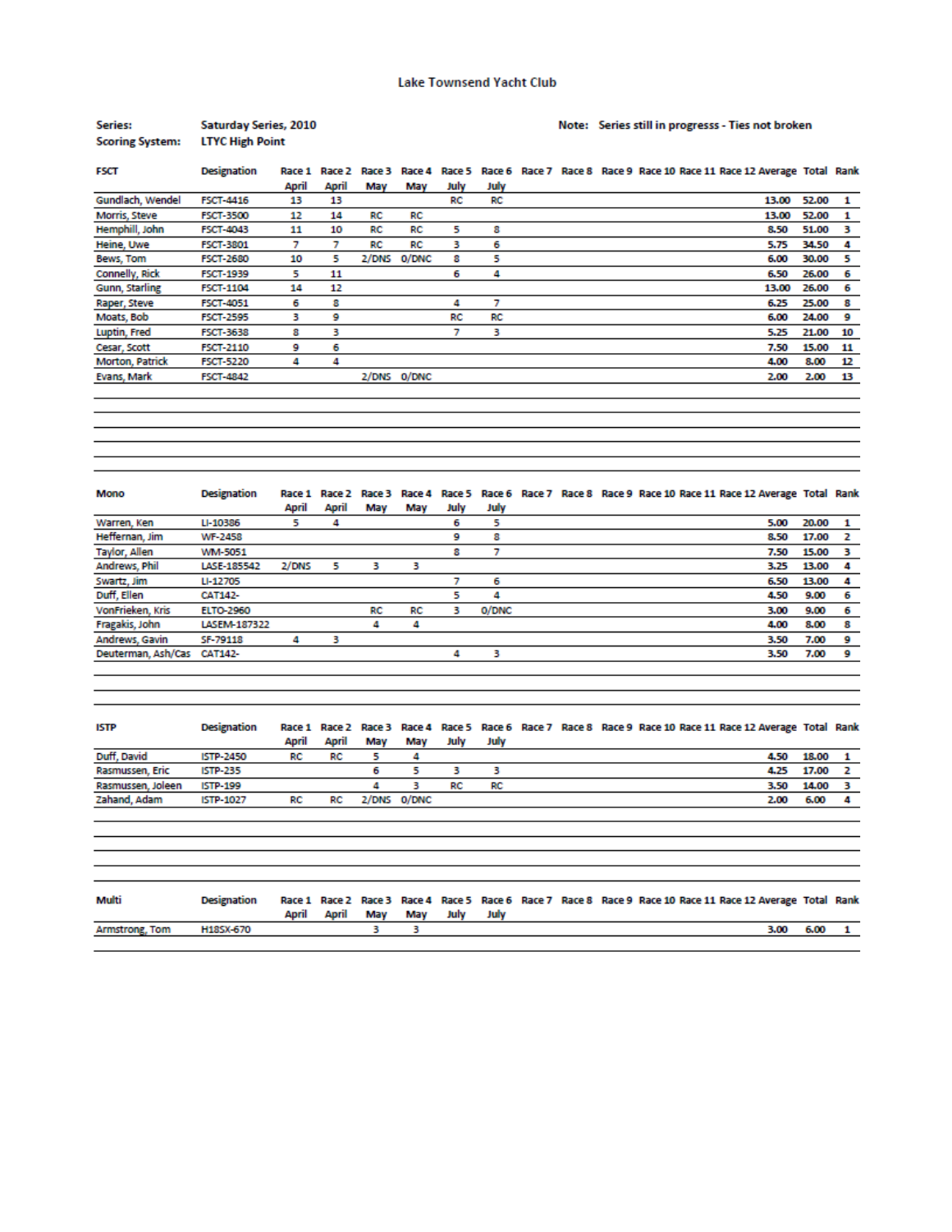# Lake Townsend Yacht Club

**Series:** Saturday Series, 2010

**Scoring System:** LTYC High Point

**Note:** Series still in progresss - Ties not broken

| FSCT | Designation | Race 1 April | Race 2 April | Race 3 May | Race 4 May | Race 5 July | Race 6 July | Race 7 | Race 8 | Race 9 | Race 10 | Race 11 | Race 12 | Average | Total | Rank |
|---|---|---|---|---|---|---|---|---|---|---|---|---|---|---|---|---|
| Gundlach, Wendel | FSCT-4416 | 13 | 13 | | | RC | RC | | | | | | | 13.00 | 52.00 | 1 |
| Morris, Steve | FSCT-3500 | 12 | 14 | RC | RC | | | | | | | | | 13.00 | 52.00 | 1 |
| Hemphill, John | FSCT-4043 | 11 | 10 | RC | RC | 5 | 8 | | | | | | | 8.50 | 51.00 | 3 |
| Heine, Uwe | FSCT-3801 | 7 | 7 | RC | RC | 3 | 6 | | | | | | | 5.75 | 34.50 | 4 |
| Bews, Tom | FSCT-2680 | 10 | 5 | 2/DNS | 0/DNC | 8 | 5 | | | | | | | 6.00 | 30.00 | 5 |
| Connelly, Rick | FSCT-1939 | 5 | 11 | | | 6 | 4 | | | | | | | 6.50 | 26.00 | 6 |
| Gunn, Starling | FSCT-1104 | 14 | 12 | | | | | | | | | | | 13.00 | 26.00 | 6 |
| Raper, Steve | FSCT-4051 | 6 | 8 | | | 4 | 7 | | | | | | | 6.25 | 25.00 | 8 |
| Moats, Bob | FSCT-2595 | 3 | 9 | | | RC | RC | | | | | | | 6.00 | 24.00 | 9 |
| Luptin, Fred | FSCT-3638 | 8 | 3 | | | 7 | 3 | | | | | | | 5.25 | 21.00 | 10 |
| Cesar, Scott | FSCT-2110 | 9 | 6 | | | | | | | | | | | 7.50 | 15.00 | 11 |
| Morton, Patrick | FSCT-5220 | 4 | 4 | | | | | | | | | | | 4.00 | 8.00 | 12 |
| Evans, Mark | FSCT-4842 | | | 2/DNS | 0/DNC | | | | | | | | | 2.00 | 2.00 | 13 |

| Mono | Designation | Race 1 April | Race 2 April | Race 3 May | Race 4 May | Race 5 July | Race 6 July | Race 7 | Race 8 | Race 9 | Race 10 | Race 11 | Race 12 | Average | Total | Rank |
|---|---|---|---|---|---|---|---|---|---|---|---|---|---|---|---|---|
| Warren, Ken | LI-10386 | 5 | 4 | | | 6 | 5 | | | | | | | 5.00 | 20.00 | 1 |
| Heffernan, Jim | WF-2458 | | | | | 9 | 8 | | | | | | | 8.50 | 17.00 | 2 |
| Taylor, Allen | WM-5051 | | | | | 8 | 7 | | | | | | | 7.50 | 15.00 | 3 |
| Andrews, Phil | LASE-185542 | 2/DNS | 5 | 3 | 3 | | | | | | | | | 3.25 | 13.00 | 4 |
| Swartz, Jim | LI-12705 | | | | | 7 | 6 | | | | | | | 6.50 | 13.00 | 4 |
| Duff, Ellen | CAT142- | | | | | 5 | 4 | | | | | | | 4.50 | 9.00 | 6 |
| VonFrieken, Kris | ELTO-2960 | | | RC | RC | 3 | 0/DNC | | | | | | | 3.00 | 9.00 | 6 |
| Fragakis, John | LASEM-187322 | | | 4 | 4 | | | | | | | | | 4.00 | 8.00 | 8 |
| Andrews, Gavin | SF-79118 | 4 | 3 | | | | | | | | | | | 3.50 | 7.00 | 9 |
| Deuterman, Ash/Cas | CAT142- | | | | | 4 | 3 | | | | | | | 3.50 | 7.00 | 9 |

| ISTP | Designation | Race 1 April | Race 2 April | Race 3 May | Race 4 May | Race 5 July | Race 6 July | Race 7 | Race 8 | Race 9 | Race 10 | Race 11 | Race 12 | Average | Total | Rank |
|---|---|---|---|---|---|---|---|---|---|---|---|---|---|---|---|---|
| Duff, David | ISTP-2450 | RC | RC | 5 | 4 | | | | | | | | | 4.50 | 18.00 | 1 |
| Rasmussen, Eric | ISTP-235 | | | 6 | 5 | 3 | 3 | | | | | | | 4.25 | 17.00 | 2 |
| Rasmussen, Joleen | ISTP-199 | | | 4 | 3 | RC | RC | | | | | | | 3.50 | 14.00 | 3 |
| Zahand, Adam | ISTP-1027 | RC | RC | 2/DNS | 0/DNC | | | | | | | | | 2.00 | 6.00 | 4 |

| Multi | Designation | Race 1 April | Race 2 April | Race 3 May | Race 4 May | Race 5 July | Race 6 July | Race 7 | Race 8 | Race 9 | Race 10 | Race 11 | Race 12 | Average | Total | Rank |
|---|---|---|---|---|---|---|---|---|---|---|---|---|---|---|---|---|
| Armstrong, Tom | H18SX-670 | | | 3 | 3 | | | | | | | | | 3.00 | 6.00 | 1 |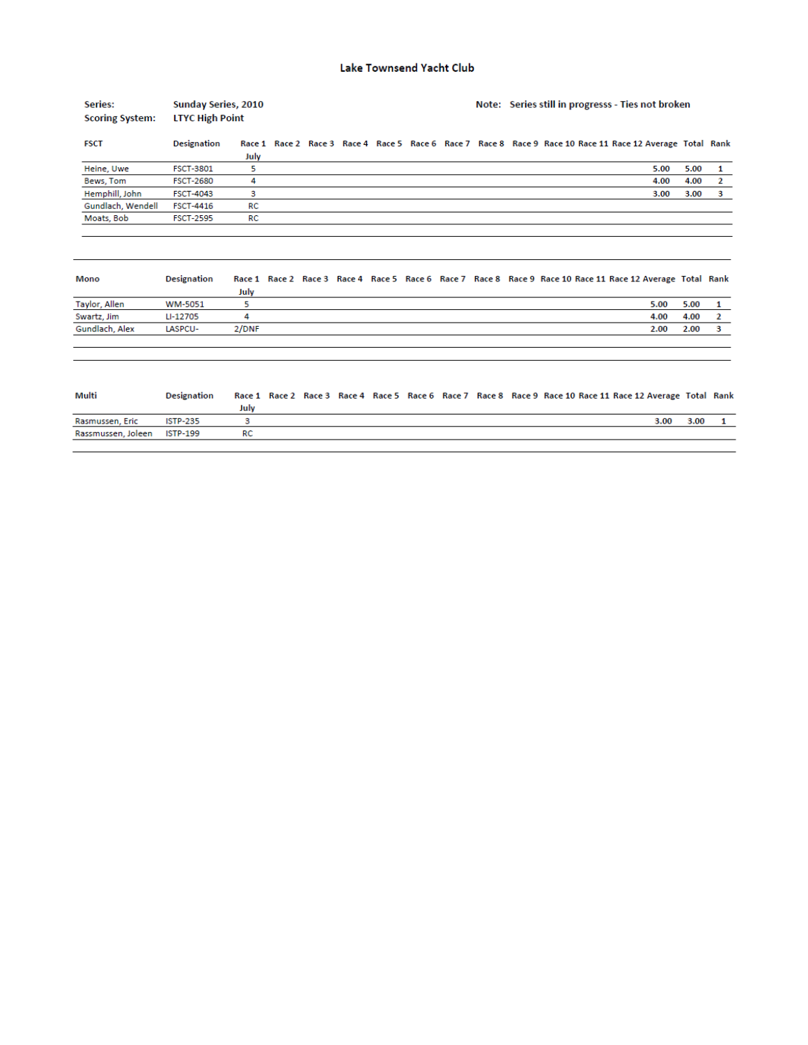# Lake Townsend Yacht Club

**Series:** Sunday Series, 2010

**Scoring System:** LTYC High Point

**Note:** Series still in progresss - Ties not broken

| FSCT | Designation | Race 1 | Race 2 | Race 3 | Race 4 | Race 5 | Race 6 | Race 7 | Race 8 | Race 9 | Race 10 | Race 11 | Race 12 | Average | Total | Rank |
|---|---|---|---|---|---|---|---|---|---|---|---|---|---|---|---|---|
| | | July | | | | | | | | | | | | | | |
| Heine, Uwe | FSCT-3801 | 5 | | | | | | | | | | | | 5.00 | 5.00 | 1 |
| Bews, Tom | FSCT-2680 | 4 | | | | | | | | | | | | 4.00 | 4.00 | 2 |
| Hemphill, John | FSCT-4043 | 3 | | | | | | | | | | | | 3.00 | 3.00 | 3 |
| Gundlach, Wendell | FSCT-4416 | RC | | | | | | | | | | | | | | |
| Moats, Bob | FSCT-2595 | RC | | | | | | | | | | | | | | |

| Mono | Designation | Race 1 | Race 2 | Race 3 | Race 4 | Race 5 | Race 6 | Race 7 | Race 8 | Race 9 | Race 10 | Race 11 | Race 12 | Average | Total | Rank |
|---|---|---|---|---|---|---|---|---|---|---|---|---|---|---|---|---|
| | | July | | | | | | | | | | | | | | |
| Taylor, Allen | WM-5051 | 5 | | | | | | | | | | | | 5.00 | 5.00 | 1 |
| Swartz, Jim | LI-12705 | 4 | | | | | | | | | | | | 4.00 | 4.00 | 2 |
| Gundlach, Alex | LASPCU- | 2/DNF | | | | | | | | | | | | 2.00 | 2.00 | 3 |

| Multi | Designation | Race 1 | Race 2 | Race 3 | Race 4 | Race 5 | Race 6 | Race 7 | Race 8 | Race 9 | Race 10 | Race 11 | Race 12 | Average | Total | Rank |
|---|---|---|---|---|---|---|---|---|---|---|---|---|---|---|---|---|
| | | July | | | | | | | | | | | | | | |
| Rasmussen, Eric | ISTP-235 | 3 | | | | | | | | | | | | 3.00 | 3.00 | 1 |
| Rassmussen, Joleen | ISTP-199 | RC | | | | | | | | | | | | | | |